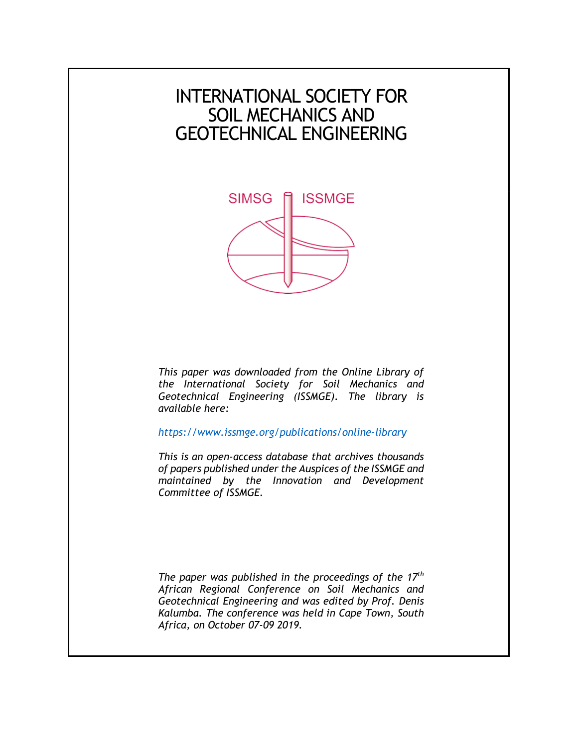# INTERNATIONAL SOCIETY FOR SOIL MECHANICS AND GEOTECHNICAL ENGINEERING

SIMSG ISSMGE

*This paper was downloaded from the Online Library of the International Society for Soil Mechanics and Geotechnical Engineering (ISSMGE). The library is available here:*

*https://www.issmge.org/publications/online-library*

*This is an open-access database that archives thousands of papers published under the Auspices of the ISSMGE and maintained by the Innovation and Development Committee of ISSMGE.*

*The paper was published in the proceedings of the 17th African Regional Conference on Soil Mechanics and Geotechnical Engineering and was edited by Prof. Denis Kalumba. The conference was held in Cape Town, South Africa, on October 07-09 2019.*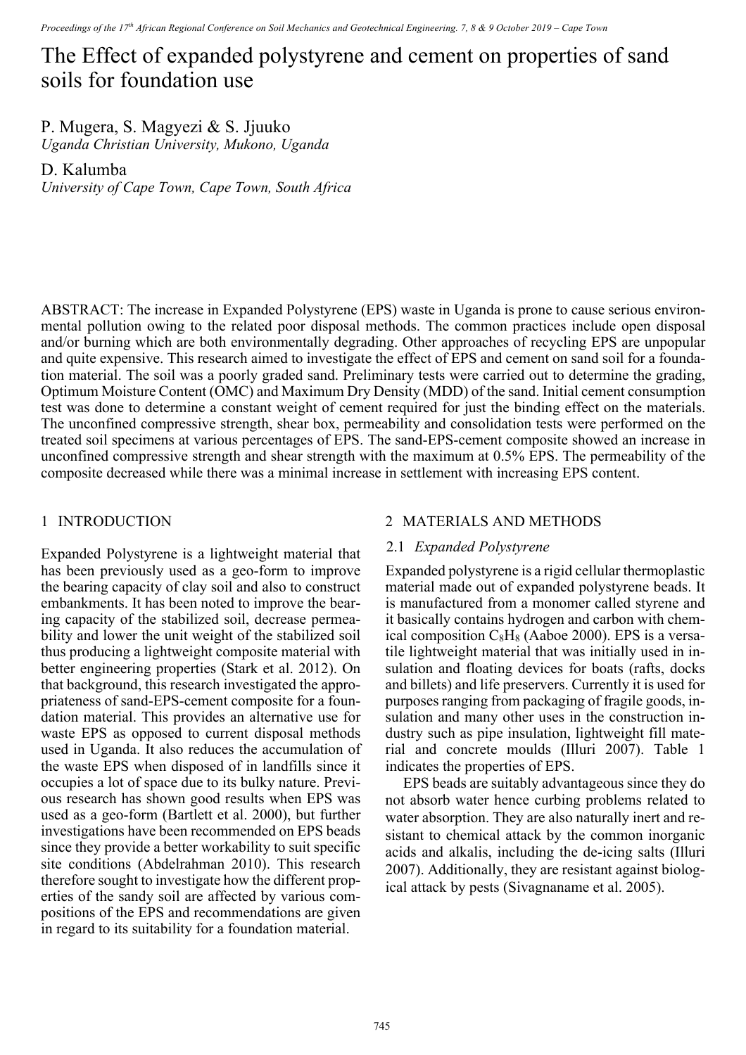# The Effect of expanded polystyrene and cement on properties of sand soils for foundation use

P. Mugera, S. Magyezi & S. Jjuuko
*Uganda Christian University, Mukono, Uganda*

D. Kalumba
*University of Cape Town, Cape Town, South Africa*

ABSTRACT: The increase in Expanded Polystyrene (EPS) waste in Uganda is prone to cause serious environmental pollution owing to the related poor disposal methods. The common practices include open disposal and/or burning which are both environmentally degrading. Other approaches of recycling EPS are unpopular and quite expensive. This research aimed to investigate the effect of EPS and cement on sand soil for a foundation material. The soil was a poorly graded sand. Preliminary tests were carried out to determine the grading, Optimum Moisture Content (OMC) and Maximum Dry Density (MDD) of the sand. Initial cement consumption test was done to determine a constant weight of cement required for just the binding effect on the materials. The unconfined compressive strength, shear box, permeability and consolidation tests were performed on the treated soil specimens at various percentages of EPS. The sand-EPS-cement composite showed an increase in unconfined compressive strength and shear strength with the maximum at 0.5% EPS. The permeability of the composite decreased while there was a minimal increase in settlement with increasing EPS content.

## 1 INTRODUCTION

Expanded Polystyrene is a lightweight material that has been previously used as a geo-form to improve the bearing capacity of clay soil and also to construct embankments. It has been noted to improve the bearing capacity of the stabilized soil, decrease permeability and lower the unit weight of the stabilized soil thus producing a lightweight composite material with better engineering properties (Stark et al. 2012). On that background, this research investigated the appropriateness of sand-EPS-cement composite for a foundation material. This provides an alternative use for waste EPS as opposed to current disposal methods used in Uganda. It also reduces the accumulation of the waste EPS when disposed of in landfills since it occupies a lot of space due to its bulky nature. Previous research has shown good results when EPS was used as a geo-form (Bartlett et al. 2000), but further investigations have been recommended on EPS beads since they provide a better workability to suit specific site conditions (Abdelrahman 2010). This research therefore sought to investigate how the different properties of the sandy soil are affected by various compositions of the EPS and recommendations are given in regard to its suitability for a foundation material.

## 2 MATERIALS AND METHODS

### 2.1 *Expanded Polystyrene*

Expanded polystyrene is a rigid cellular thermoplastic material made out of expanded polystyrene beads. It is manufactured from a monomer called styrene and it basically contains hydrogen and carbon with chemical composition $C_8H_8$ (Aaboe 2000). EPS is a versatile lightweight material that was initially used in insulation and floating devices for boats (rafts, docks and billets) and life preservers. Currently it is used for purposes ranging from packaging of fragile goods, insulation and many other uses in the construction industry such as pipe insulation, lightweight fill material and concrete moulds (Illuri 2007). Table 1 indicates the properties of EPS.

EPS beads are suitably advantageous since they do not absorb water hence curbing problems related to water absorption. They are also naturally inert and resistant to chemical attack by the common inorganic acids and alkalis, including the de-icing salts (Illuri 2007). Additionally, they are resistant against biological attack by pests (Sivagnaname et al. 2005).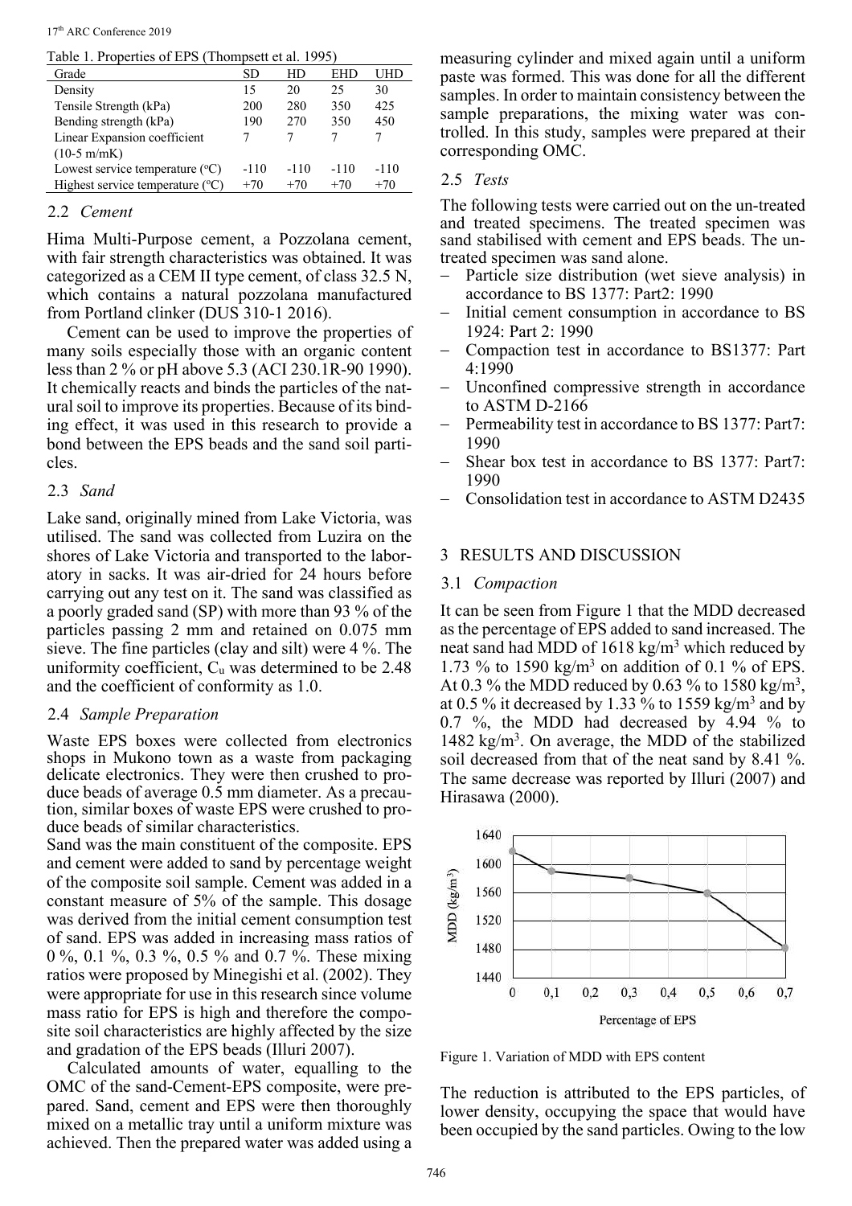Table 1. Properties of EPS (Thompsett et al. 1995)

| Grade | SD | HD | EHD | UHD |
|---|---|---|---|---|
| Density | 15 | 20 | 25 | 30 |
| Tensile Strength (kPa) | 200 | 280 | 350 | 425 |
| Bending strength (kPa) | 190 | 270 | 350 | 450 |
| Linear Expansion coefficient (10-5 m/mK) | 7 | 7 | 7 | 7 |
| Lowest service temperature (°C) | -110 | -110 | -110 | -110 |
| Highest service temperature (°C) | +70 | +70 | +70 | +70 |

### 2.2 *Cement*

Hima Multi-Purpose cement, a Pozzolana cement, with fair strength characteristics was obtained. It was categorized as a CEM II type cement, of class 32.5 N, which contains a natural pozzolana manufactured from Portland clinker (DUS 310-1 2016).

Cement can be used to improve the properties of many soils especially those with an organic content less than 2 % or pH above 5.3 (ACI 230.1R-90 1990). It chemically reacts and binds the particles of the natural soil to improve its properties. Because of its binding effect, it was used in this research to provide a bond between the EPS beads and the sand soil particles.

### 2.3 *Sand*

Lake sand, originally mined from Lake Victoria, was utilised. The sand was collected from Luzira on the shores of Lake Victoria and transported to the laboratory in sacks. It was air-dried for 24 hours before carrying out any test on it. The sand was classified as a poorly graded sand (SP) with more than 93 % of the particles passing 2 mm and retained on 0.075 mm sieve. The fine particles (clay and silt) were 4 %. The uniformity coefficient, $C_u$ was determined to be 2.48 and the coefficient of conformity as 1.0.

### 2.4 *Sample Preparation*

Waste EPS boxes were collected from electronics shops in Mukono town as a waste from packaging delicate electronics. They were then crushed to produce beads of average 0.5 mm diameter. As a precaution, similar boxes of waste EPS were crushed to produce beads of similar characteristics.

Sand was the main constituent of the composite. EPS and cement were added to sand by percentage weight of the composite soil sample. Cement was added in a constant measure of 5% of the sample. This dosage was derived from the initial cement consumption test of sand. EPS was added in increasing mass ratios of 0 %, 0.1 %, 0.3 %, 0.5 % and 0.7 %. These mixing ratios were proposed by Minegishi et al. (2002). They were appropriate for use in this research since volume mass ratio for EPS is high and therefore the composite soil characteristics are highly affected by the size and gradation of the EPS beads (Illuri 2007).

Calculated amounts of water, equalling to the OMC of the sand-Cement-EPS composite, were prepared. Sand, cement and EPS were then thoroughly mixed on a metallic tray until a uniform mixture was achieved. Then the prepared water was added using a measuring cylinder and mixed again until a uniform paste was formed. This was done for all the different samples. In order to maintain consistency between the sample preparations, the mixing water was controlled. In this study, samples were prepared at their corresponding OMC.

### 2.5 *Tests*

The following tests were carried out on the un-treated and treated specimens. The treated specimen was sand stabilised with cement and EPS beads. The un-treated specimen was sand alone.

- Particle size distribution (wet sieve analysis) in accordance to BS 1377: Part2: 1990
- Initial cement consumption in accordance to BS 1924: Part 2: 1990
- Compaction test in accordance to BS1377: Part 4:1990
- Unconfined compressive strength in accordance to ASTM D-2166
- Permeability test in accordance to BS 1377: Part7: 1990
- Shear box test in accordance to BS 1377: Part7: 1990
- Consolidation test in accordance to ASTM D2435

## 3 RESULTS AND DISCUSSION

### 3.1 *Compaction*

It can be seen from Figure 1 that the MDD decreased as the percentage of EPS added to sand increased. The neat sand had MDD of 1618 kg/m$^3$ which reduced by 1.73 % to 1590 kg/m$^3$ on addition of 0.1 % of EPS. At 0.3 % the MDD reduced by 0.63 % to 1580 kg/m$^3$, at 0.5 % it decreased by 1.33 % to 1559 kg/m$^3$ and by 0.7 %, the MDD had decreased by 4.94 % to 1482 kg/m$^3$. On average, the MDD of the stabilized soil decreased from that of the neat sand by 8.41 %. The same decrease was reported by Illuri (2007) and Hirasawa (2000).

Figure 1. Variation of MDD with EPS content

The reduction is attributed to the EPS particles, of lower density, occupying the space that would have been occupied by the sand particles. Owing to the low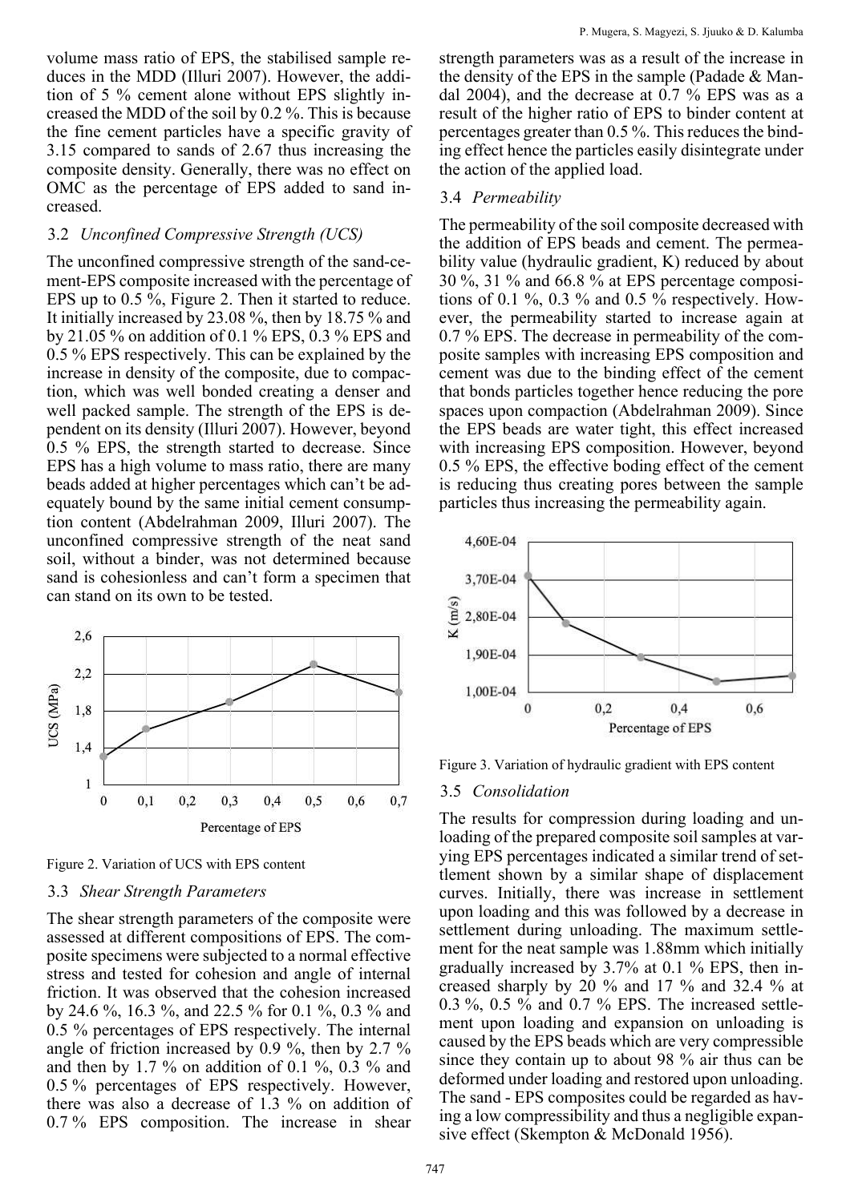volume mass ratio of EPS, the stabilised sample reduces in the MDD (Illuri 2007). However, the addition of 5 % cement alone without EPS slightly increased the MDD of the soil by 0.2 %. This is because the fine cement particles have a specific gravity of 3.15 compared to sands of 2.67 thus increasing the composite density. Generally, there was no effect on OMC as the percentage of EPS added to sand increased.

### 3.2 *Unconfined Compressive Strength (UCS)*

The unconfined compressive strength of the sand-cement-EPS composite increased with the percentage of EPS up to 0.5 %, Figure 2. Then it started to reduce. It initially increased by 23.08 %, then by 18.75 % and by 21.05 % on addition of 0.1 % EPS, 0.3 % EPS and 0.5 % EPS respectively. This can be explained by the increase in density of the composite, due to compaction, which was well bonded creating a denser and well packed sample. The strength of the EPS is dependent on its density (Illuri 2007). However, beyond 0.5 % EPS, the strength started to decrease. Since EPS has a high volume to mass ratio, there are many beads added at higher percentages which can't be adequately bound by the same initial cement consumption content (Abdelrahman 2009, Illuri 2007). The unconfined compressive strength of the neat sand soil, without a binder, was not determined because sand is cohesionless and can't form a specimen that can stand on its own to be tested.

Figure 2. Variation of UCS with EPS content

### 3.3 *Shear Strength Parameters*

The shear strength parameters of the composite were assessed at different compositions of EPS. The composite specimens were subjected to a normal effective stress and tested for cohesion and angle of internal friction. It was observed that the cohesion increased by 24.6 %, 16.3 %, and 22.5 % for 0.1 %, 0.3 % and 0.5 % percentages of EPS respectively. The internal angle of friction increased by 0.9 %, then by 2.7 % and then by 1.7 % on addition of 0.1 %, 0.3 % and 0.5 % percentages of EPS respectively. However, there was also a decrease of 1.3 % on addition of 0.7 % EPS composition. The increase in shear strength parameters was as a result of the increase in the density of the EPS in the sample (Padade & Mandal 2004), and the decrease at 0.7 % EPS was as a result of the higher ratio of EPS to binder content at percentages greater than 0.5 %. This reduces the binding effect hence the particles easily disintegrate under the action of the applied load.

### 3.4 *Permeability*

The permeability of the soil composite decreased with the addition of EPS beads and cement. The permeability value (hydraulic gradient, K) reduced by about 30 %, 31 % and 66.8 % at EPS percentage compositions of 0.1 %, 0.3 % and 0.5 % respectively. However, the permeability started to increase again at 0.7 % EPS. The decrease in permeability of the composite samples with increasing EPS composition and cement was due to the binding effect of the cement that bonds particles together hence reducing the pore spaces upon compaction (Abdelrahman 2009). Since the EPS beads are water tight, this effect increased with increasing EPS composition. However, beyond 0.5 % EPS, the effective boding effect of the cement is reducing thus creating pores between the sample particles thus increasing the permeability again.

Figure 3. Variation of hydraulic gradient with EPS content

### 3.5 *Consolidation*

The results for compression during loading and unloading of the prepared composite soil samples at varying EPS percentages indicated a similar trend of settlement shown by a similar shape of displacement curves. Initially, there was increase in settlement upon loading and this was followed by a decrease in settlement during unloading. The maximum settlement for the neat sample was 1.88mm which initially gradually increased by 3.7% at 0.1 % EPS, then increased sharply by 20 % and 17 % and 32.4 % at 0.3 %, 0.5 % and 0.7 % EPS. The increased settlement upon loading and expansion on unloading is caused by the EPS beads which are very compressible since they contain up to about 98 % air thus can be deformed under loading and restored upon unloading. The sand - EPS composites could be regarded as having a low compressibility and thus a negligible expansive effect (Skempton & McDonald 1956).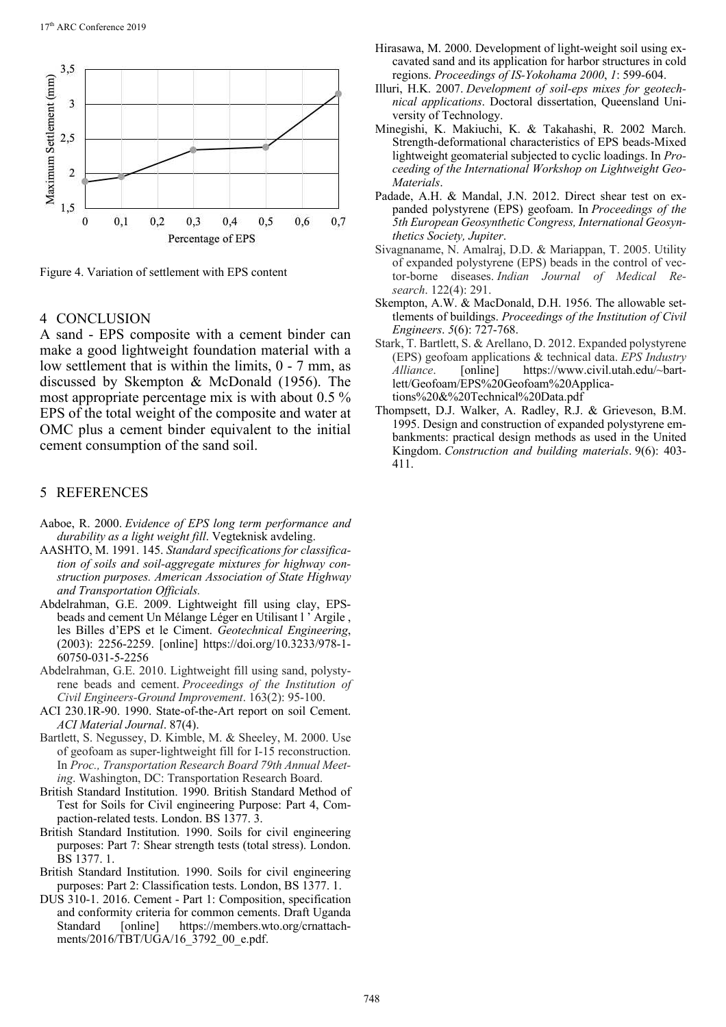Maximum Settlement (mm)

3,5

3

2,5

2

1,5

0 0,1 0,2 0,3 0,4 0,5 0,6 0,7

Percentage of EPS

Figure 4. Variation of settlement with EPS content

## 4 CONCLUSION

A sand - EPS composite with a cement binder can make a good lightweight foundation material with a low settlement that is within the limits, 0 - 7 mm, as discussed by Skempton & McDonald (1956). The most appropriate percentage mix is with about 0.5 % EPS of the total weight of the composite and water at OMC plus a cement binder equivalent to the initial cement consumption of the sand soil.

## 5 REFERENCES

Aaboe, R. 2000. *Evidence of EPS long term performance and durability as a light weight fill*. Vegteknisk avdeling.

AASHTO, M. 1991. 145. *Standard specifications for classification of soils and soil-aggregate mixtures for highway construction purposes. American Association of State Highway and Transportation Officials.*

Abdelrahman, G.E. 2009. Lightweight fill using clay, EPS-beads and cement Un Mélange Léger en Utilisant l ' Argile , les Billes d'EPS et le Ciment. *Geotechnical Engineering*, (2003): 2256-2259. [online] https://doi.org/10.3233/978-1-60750-031-5-2256

Abdelrahman, G.E. 2010. Lightweight fill using sand, polystyrene beads and cement. *Proceedings of the Institution of Civil Engineers-Ground Improvement*. 163(2): 95-100.

ACI 230.1R-90. 1990. State-of-the-Art report on soil Cement. *ACI Material Journal*. 87(4).

Bartlett, S. Negussey, D. Kimble, M. & Sheeley, M. 2000. Use of geofoam as super-lightweight fill for I-15 reconstruction. In *Proc., Transportation Research Board 79th Annual Meeting*. Washington, DC: Transportation Research Board.

British Standard Institution. 1990. British Standard Method of Test for Soils for Civil engineering Purpose: Part 4, Compaction-related tests. London. BS 1377. 3.

British Standard Institution. 1990. Soils for civil engineering purposes: Part 7: Shear strength tests (total stress). London. BS 1377. 1.

British Standard Institution. 1990. Soils for civil engineering purposes: Part 2: Classification tests. London, BS 1377. 1.

DUS 310-1. 2016. Cement - Part 1: Composition, specification and conformity criteria for common cements. Draft Uganda Standard [online] https://members.wto.org/crnattachments/2016/TBT/UGA/16_3792_00_e.pdf.

Hirasawa, M. 2000. Development of light-weight soil using excavated sand and its application for harbor structures in cold regions. *Proceedings of IS-Yokohama 2000*, *1*: 599-604.

Illuri, H.K. 2007. *Development of soil-eps mixes for geotechnical applications*. Doctoral dissertation, Queensland University of Technology.

Minegishi, K. Makiuchi, K. & Takahashi, R. 2002 March. Strength-deformational characteristics of EPS beads-Mixed lightweight geomaterial subjected to cyclic loadings. In *Proceeding of the International Workshop on Lightweight Geo-Materials*.

Padade, A.H. & Mandal, J.N. 2012. Direct shear test on expanded polystyrene (EPS) geofoam. In *Proceedings of the 5th European Geosynthetic Congress, International Geosynthetics Society, Jupiter*.

Sivagnaname, N. Amalraj, D.D. & Mariappan, T. 2005. Utility of expanded polystyrene (EPS) beads in the control of vector-borne diseases. *Indian Journal of Medical Research*. 122(4): 291.

Skempton, A.W. & MacDonald, D.H. 1956. The allowable settlements of buildings. *Proceedings of the Institution of Civil Engineers*. *5*(6): 727-768.

Stark, T. Bartlett, S. & Arellano, D. 2012. Expanded polystyrene (EPS) geofoam applications & technical data. *EPS Industry Alliance*. [online] https://www.civil.utah.edu/~bartlett/Geofoam/EPS%20Geofoam%20Applications%20&%20Technical%20Data.pdf

Thompsett, D.J. Walker, A. Radley, R.J. & Grieveson, B.M. 1995. Design and construction of expanded polystyrene embankments: practical design methods as used in the United Kingdom. *Construction and building materials*. 9(6): 403-411.